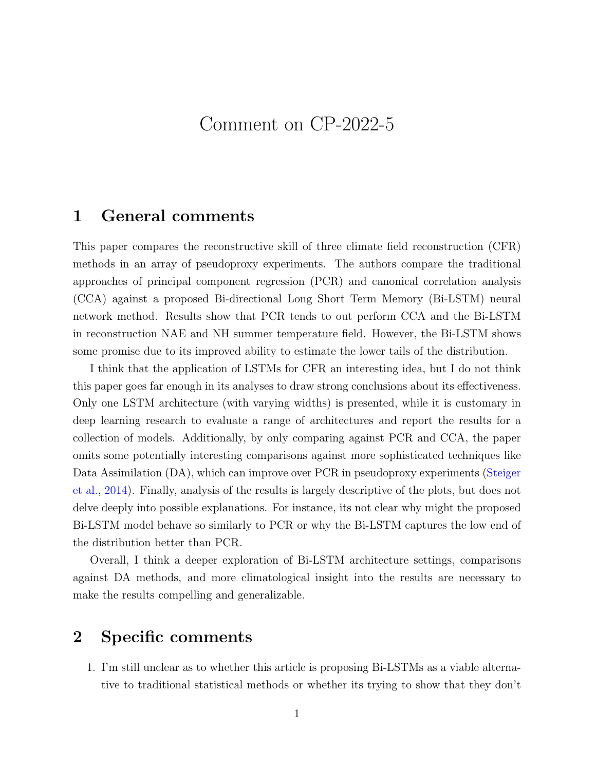# Comment on CP-2022-5

## 1 General comments

This paper compares the reconstructive skill of three climate field reconstruction (CFR) methods in an array of pseudoproxy experiments. The authors compare the traditional approaches of principal component regression (PCR) and canonical correlation analysis (CCA) against a proposed Bi-directional Long Short Term Memory (Bi-LSTM) neural network method. Results show that PCR tends to out perform CCA and the Bi-LSTM in reconstruction NAE and NH summer temperature field. However, the Bi-LSTM shows some promise due to its improved ability to estimate the lower tails of the distribution.

I think that the application of LSTMs for CFR an interesting idea, but I do not think this paper goes far enough in its analyses to draw strong conclusions about its effectiveness. Only one LSTM architecture (with varying widths) is presented, while it is customary in deep learning research to evaluate a range of architectures and report the results for a collection of models. Additionally, by only comparing against PCR and CCA, the paper omits some potentially interesting comparisons against more sophisticated techniques like Data Assimilation (DA), which can improve over PCR in pseudoproxy experiments (Steiger et al., 2014). Finally, analysis of the results is largely descriptive of the plots, but does not delve deeply into possible explanations. For instance, its not clear why might the proposed Bi-LSTM model behave so similarly to PCR or why the Bi-LSTM captures the low end of the distribution better than PCR.

Overall, I think a deeper exploration of Bi-LSTM architecture settings, comparisons against DA methods, and more climatological insight into the results are necessary to make the results compelling and generalizable.

## 2 Specific comments

1. I'm still unclear as to whether this article is proposing Bi-LSTMs as a viable alternative to traditional statistical methods or whether its trying to show that they don't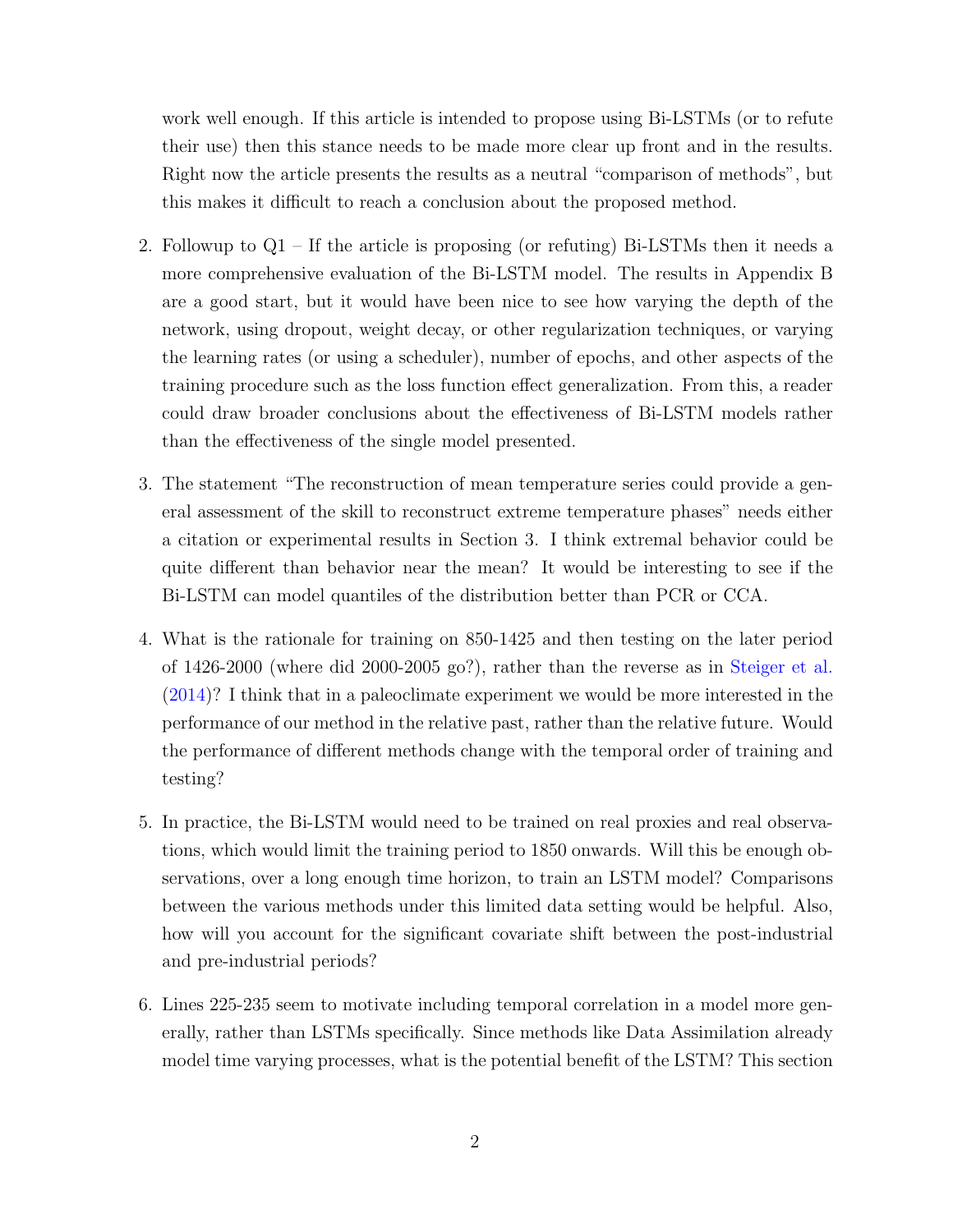work well enough. If this article is intended to propose using Bi-LSTMs (or to refute their use) then this stance needs to be made more clear up front and in the results. Right now the article presents the results as a neutral "comparison of methods", but this makes it difficult to reach a conclusion about the proposed method.

2. Followup to Q1 – If the article is proposing (or refuting) Bi-LSTMs then it needs a more comprehensive evaluation of the Bi-LSTM model. The results in Appendix B are a good start, but it would have been nice to see how varying the depth of the network, using dropout, weight decay, or other regularization techniques, or varying the learning rates (or using a scheduler), number of epochs, and other aspects of the training procedure such as the loss function effect generalization. From this, a reader could draw broader conclusions about the effectiveness of Bi-LSTM models rather than the effectiveness of the single model presented.

3. The statement "The reconstruction of mean temperature series could provide a general assessment of the skill to reconstruct extreme temperature phases" needs either a citation or experimental results in Section 3. I think extremal behavior could be quite different than behavior near the mean? It would be interesting to see if the Bi-LSTM can model quantiles of the distribution better than PCR or CCA.

4. What is the rationale for training on 850-1425 and then testing on the later period of 1426-2000 (where did 2000-2005 go?), rather than the reverse as in Steiger et al. (2014)? I think that in a paleoclimate experiment we would be more interested in the performance of our method in the relative past, rather than the relative future. Would the performance of different methods change with the temporal order of training and testing?

5. In practice, the Bi-LSTM would need to be trained on real proxies and real observations, which would limit the training period to 1850 onwards. Will this be enough observations, over a long enough time horizon, to train an LSTM model? Comparisons between the various methods under this limited data setting would be helpful. Also, how will you account for the significant covariate shift between the post-industrial and pre-industrial periods?

6. Lines 225-235 seem to motivate including temporal correlation in a model more generally, rather than LSTMs specifically. Since methods like Data Assimilation already model time varying processes, what is the potential benefit of the LSTM? This section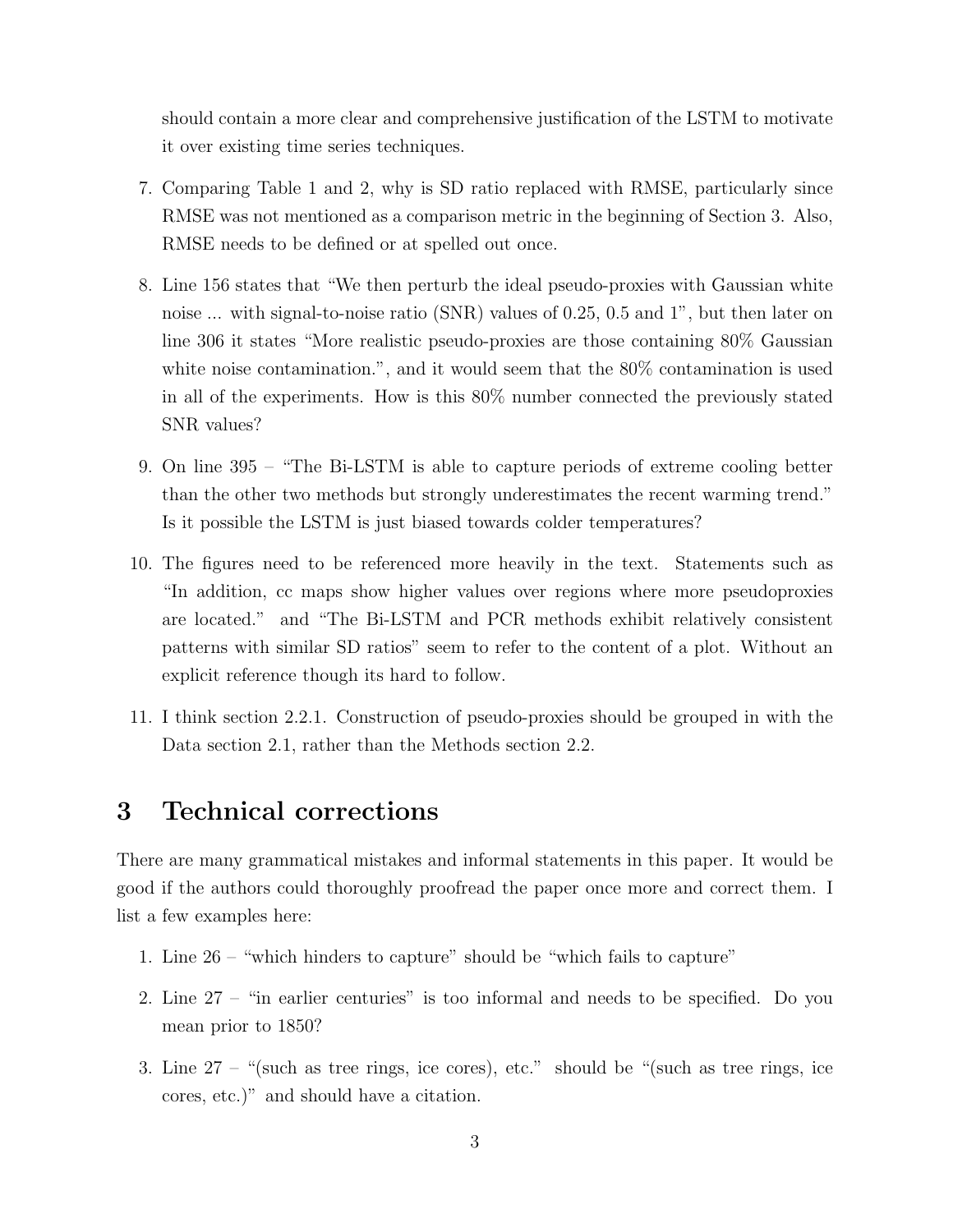should contain a more clear and comprehensive justification of the LSTM to motivate it over existing time series techniques.

7. Comparing Table 1 and 2, why is SD ratio replaced with RMSE, particularly since RMSE was not mentioned as a comparison metric in the beginning of Section 3. Also, RMSE needs to be defined or at spelled out once.

8. Line 156 states that "We then perturb the ideal pseudo-proxies with Gaussian white noise ... with signal-to-noise ratio (SNR) values of 0.25, 0.5 and 1", but then later on line 306 it states "More realistic pseudo-proxies are those containing 80% Gaussian white noise contamination.", and it would seem that the 80% contamination is used in all of the experiments. How is this 80% number connected the previously stated SNR values?

9. On line 395 – "The Bi-LSTM is able to capture periods of extreme cooling better than the other two methods but strongly underestimates the recent warming trend." Is it possible the LSTM is just biased towards colder temperatures?

10. The figures need to be referenced more heavily in the text. Statements such as "In addition, cc maps show higher values over regions where more pseudoproxies are located." and "The Bi-LSTM and PCR methods exhibit relatively consistent patterns with similar SD ratios" seem to refer to the content of a plot. Without an explicit reference though its hard to follow.

11. I think section 2.2.1. Construction of pseudo-proxies should be grouped in with the Data section 2.1, rather than the Methods section 2.2.

# 3 Technical corrections

There are many grammatical mistakes and informal statements in this paper. It would be good if the authors could thoroughly proofread the paper once more and correct them. I list a few examples here:

1. Line 26 – "which hinders to capture" should be "which fails to capture"

2. Line 27 – "in earlier centuries" is too informal and needs to be specified. Do you mean prior to 1850?

3. Line 27 – "(such as tree rings, ice cores), etc." should be "(such as tree rings, ice cores, etc.)" and should have a citation.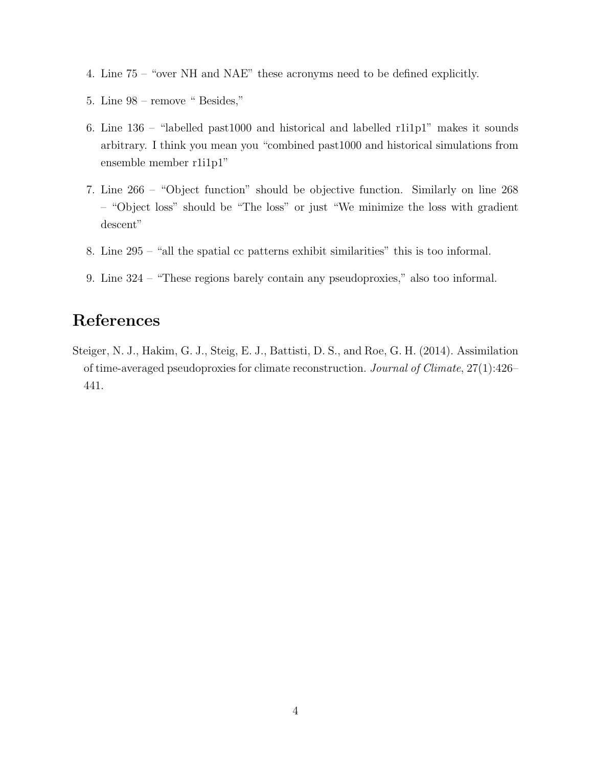4. Line 75 – "over NH and NAE" these acronyms need to be defined explicitly.
5. Line 98 – remove " Besides,"
6. Line 136 – "labelled past1000 and historical and labelled r1i1p1" makes it sounds arbitrary. I think you mean you "combined past1000 and historical simulations from ensemble member r1i1p1"
7. Line 266 – "Object function" should be objective function. Similarly on line 268 – "Object loss" should be "The loss" or just "We minimize the loss with gradient descent"
8. Line 295 – "all the spatial cc patterns exhibit similarities" this is too informal.
9. Line 324 – "These regions barely contain any pseudoproxies," also too informal.

## References

Steiger, N. J., Hakim, G. J., Steig, E. J., Battisti, D. S., and Roe, G. H. (2014). Assimilation of time-averaged pseudoproxies for climate reconstruction. *Journal of Climate*, 27(1):426–441.